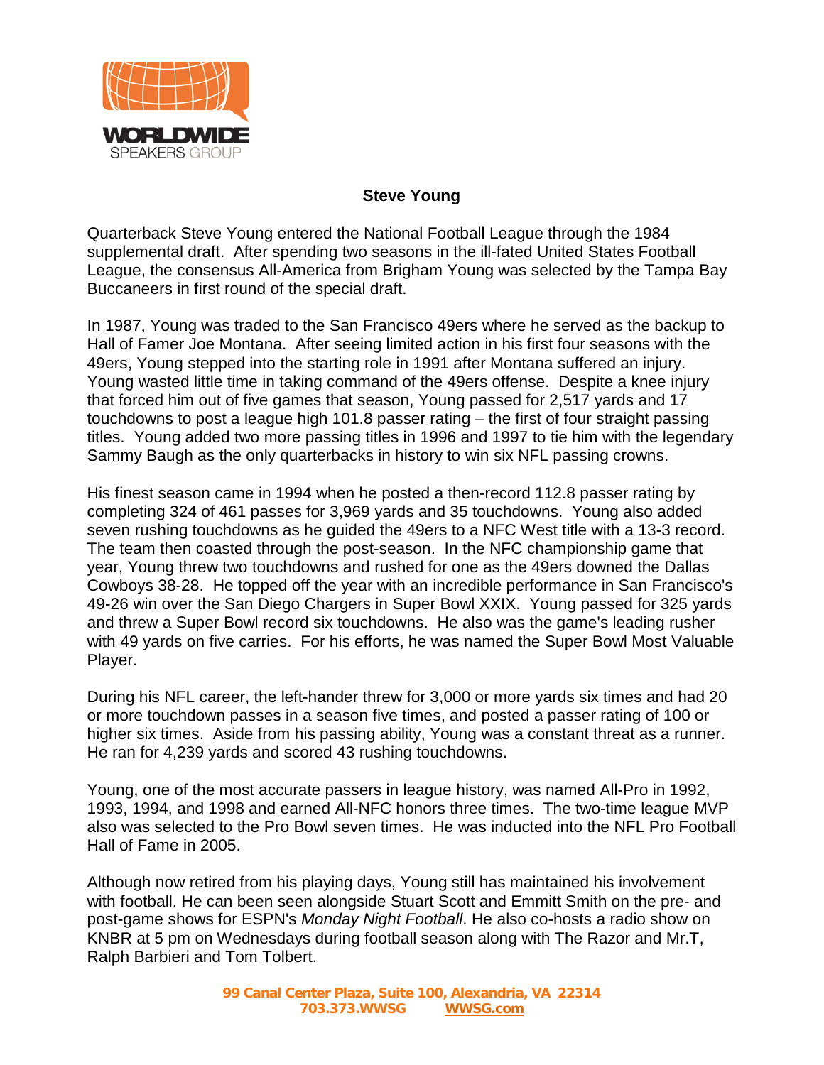# Steve Young

Quarterback Steve Young entered the National Football League through the 1984 supplemental draft. After spending two seasons in the ill-fated United States Football League, the consensus All-America from Brigham Young was selected by the Tampa Bay Buccaneers in first round of the special draft.

In 1987, Young was traded to the San Francisco 49ers where he served as the backup to Hall of Famer Joe Montana. After seeing limited action in his first four seasons with the 49ers, Young stepped into the starting role in 1991 after Montana suffered an injury. Young wasted little time in taking command of the 49ers offense. Despite a knee injury that forced him out of five games that season, Young passed for 2,517 yards and 17 touchdowns to post a league high 101.8 passer rating – the first of four straight passing titles. Young added two more passing titles in 1996 and 1997 to tie him with the legendary Sammy Baugh as the only quarterbacks in history to win six NFL passing crowns.

His finest season came in 1994 when he posted a then-record 112.8 passer rating by completing 324 of 461 passes for 3,969 yards and 35 touchdowns. Young also added seven rushing touchdowns as he guided the 49ers to a NFC West title with a 13-3 record. The team then coasted through the post-season. In the NFC championship game that year, Young threw two touchdowns and rushed for one as the 49ers downed the Dallas Cowboys 38-28. He topped off the year with an incredible performance in San Francisco's 49-26 win over the San Diego Chargers in Super Bowl XXIX. Young passed for 325 yards and threw a Super Bowl record six touchdowns. He also was the game's leading rusher with 49 yards on five carries. For his efforts, he was named the Super Bowl Most Valuable Player.

During his NFL career, the left-hander threw for 3,000 or more yards six times and had 20 or more touchdown passes in a season five times, and posted a passer rating of 100 or higher six times. Aside from his passing ability, Young was a constant threat as a runner. He ran for 4,239 yards and scored 43 rushing touchdowns.

Young, one of the most accurate passers in league history, was named All-Pro in 1992, 1993, 1994, and 1998 and earned All-NFC honors three times. The two-time league MVP also was selected to the Pro Bowl seven times. He was inducted into the NFL Pro Football Hall of Fame in 2005.

Although now retired from his playing days, Young still has maintained his involvement with football. He can been seen alongside Stuart Scott and Emmitt Smith on the pre- and post-game shows for ESPN's *Monday Night Football*. He also co-hosts a radio show on KNBR at 5 pm on Wednesdays during football season along with The Razor and Mr.T, Ralph Barbieri and Tom Tolbert.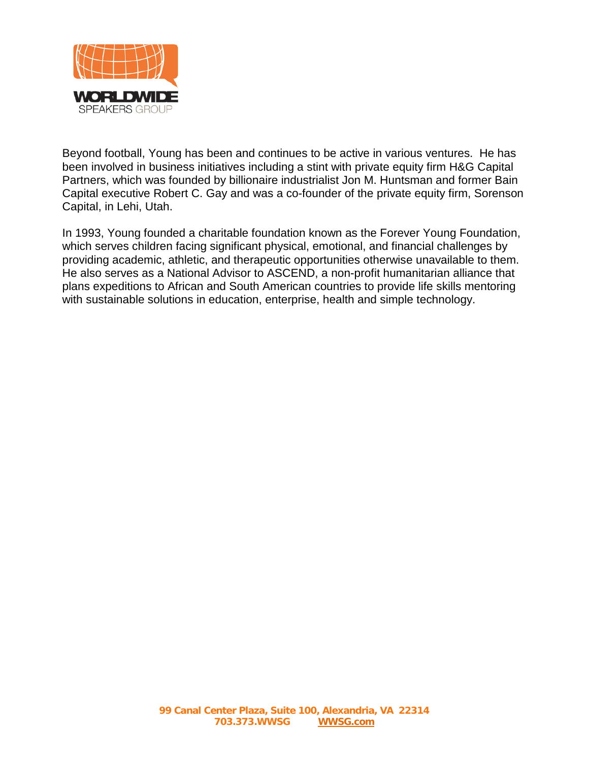Beyond football, Young has been and continues to be active in various ventures. He has been involved in business initiatives including a stint with private equity firm H&G Capital Partners, which was founded by billionaire industrialist Jon M. Huntsman and former Bain Capital executive Robert C. Gay and was a co-founder of the private equity firm, Sorenson Capital, in Lehi, Utah.

In 1993, Young founded a charitable foundation known as the Forever Young Foundation, which serves children facing significant physical, emotional, and financial challenges by providing academic, athletic, and therapeutic opportunities otherwise unavailable to them. He also serves as a National Advisor to ASCEND, a non-profit humanitarian alliance that plans expeditions to African and South American countries to provide life skills mentoring with sustainable solutions in education, enterprise, health and simple technology.